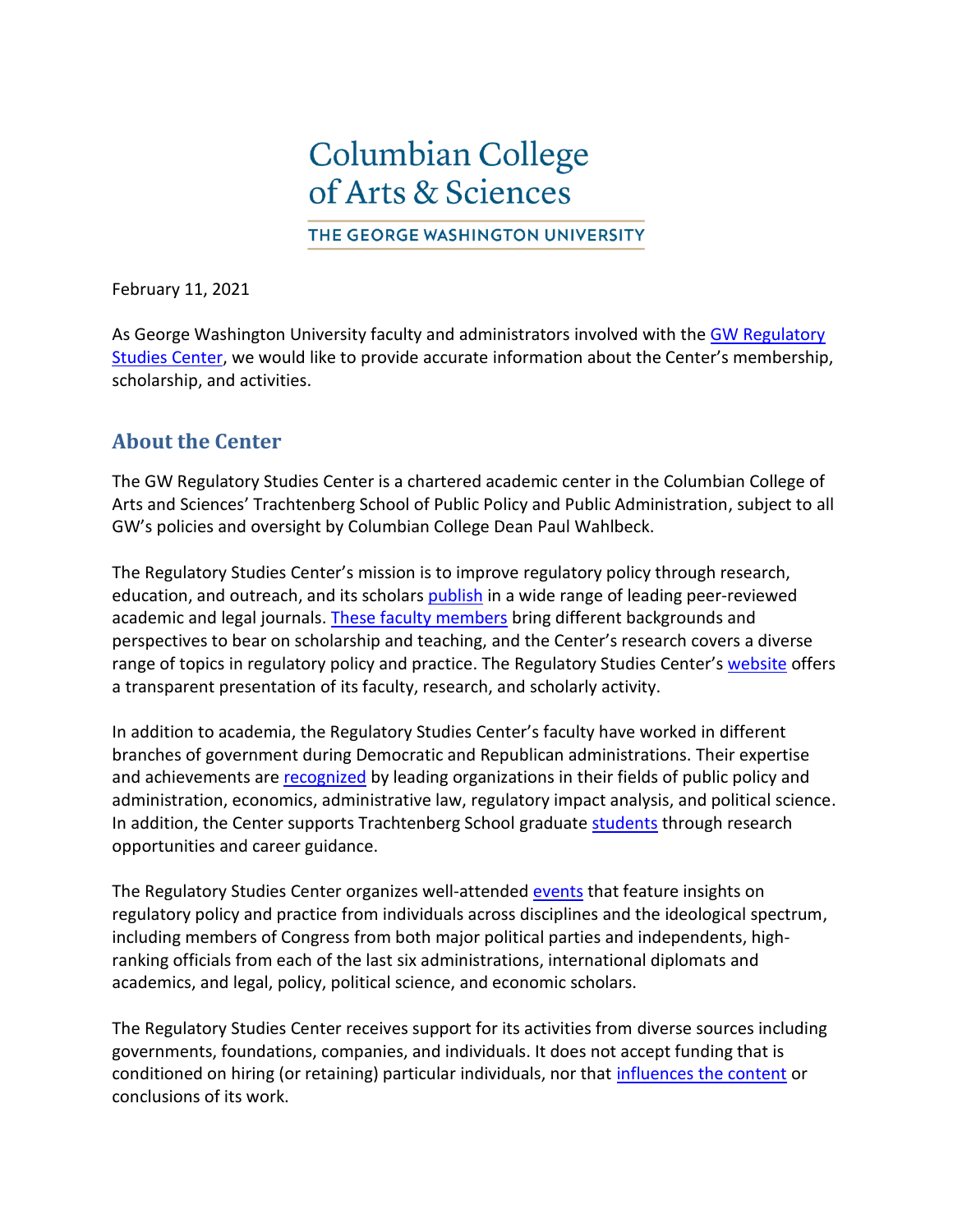Columbian College of Arts & Sciences

THE GEORGE WASHINGTON UNIVERSITY

February 11, 2021

As George Washington University faculty and administrators involved with the GW Regulatory Studies Center, we would like to provide accurate information about the Center's membership, scholarship, and activities.

## About the Center

The GW Regulatory Studies Center is a chartered academic center in the Columbian College of Arts and Sciences' Trachtenberg School of Public Policy and Public Administration, subject to all GW's policies and oversight by Columbian College Dean Paul Wahlbeck.

The Regulatory Studies Center's mission is to improve regulatory policy through research, education, and outreach, and its scholars publish in a wide range of leading peer-reviewed academic and legal journals. These faculty members bring different backgrounds and perspectives to bear on scholarship and teaching, and the Center's research covers a diverse range of topics in regulatory policy and practice. The Regulatory Studies Center's website offers a transparent presentation of its faculty, research, and scholarly activity.

In addition to academia, the Regulatory Studies Center's faculty have worked in different branches of government during Democratic and Republican administrations. Their expertise and achievements are recognized by leading organizations in their fields of public policy and administration, economics, administrative law, regulatory impact analysis, and political science. In addition, the Center supports Trachtenberg School graduate students through research opportunities and career guidance.

The Regulatory Studies Center organizes well-attended events that feature insights on regulatory policy and practice from individuals across disciplines and the ideological spectrum, including members of Congress from both major political parties and independents, high-ranking officials from each of the last six administrations, international diplomats and academics, and legal, policy, political science, and economic scholars.

The Regulatory Studies Center receives support for its activities from diverse sources including governments, foundations, companies, and individuals. It does not accept funding that is conditioned on hiring (or retaining) particular individuals, nor that influences the content or conclusions of its work.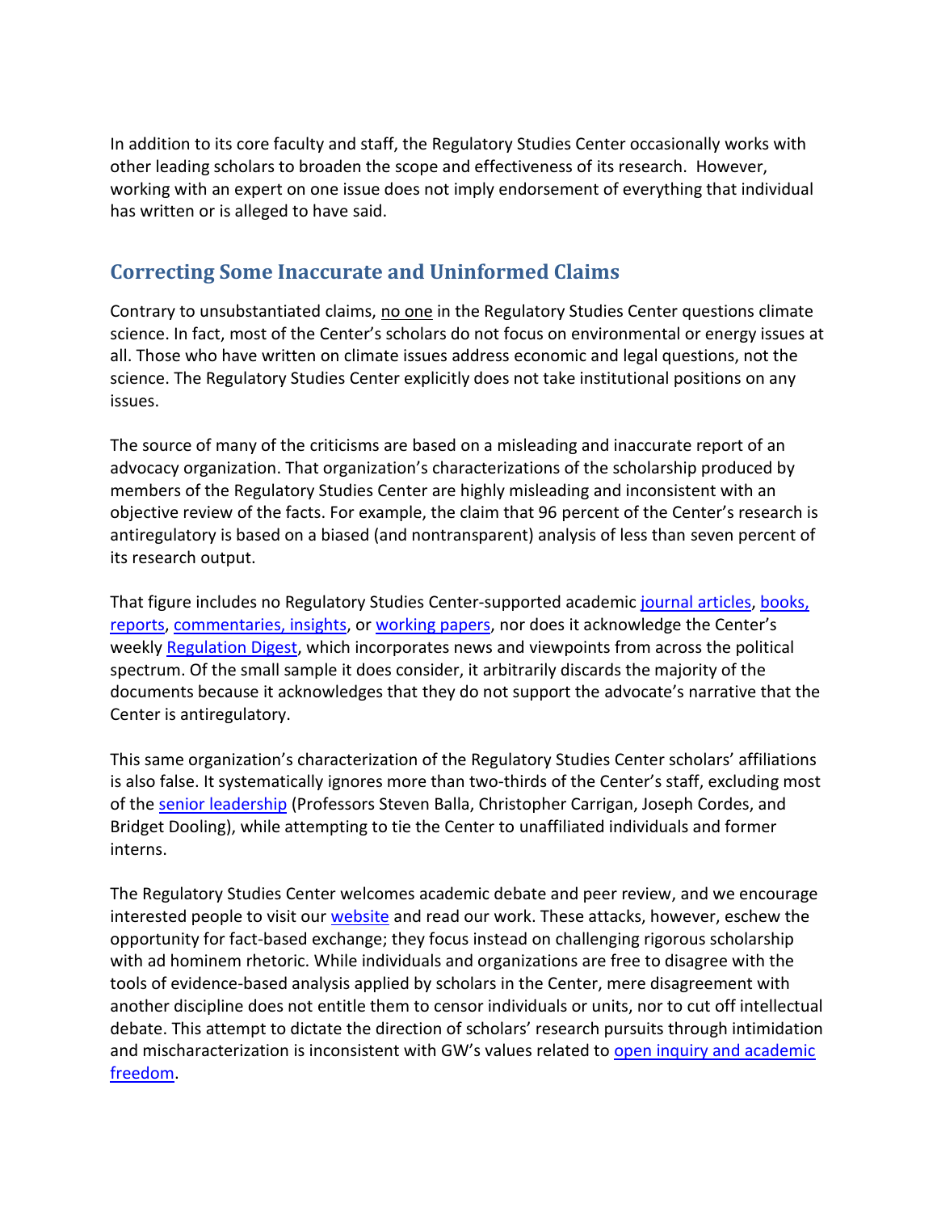In addition to its core faculty and staff, the Regulatory Studies Center occasionally works with other leading scholars to broaden the scope and effectiveness of its research. However, working with an expert on one issue does not imply endorsement of everything that individual has written or is alleged to have said.

## Correcting Some Inaccurate and Uninformed Claims

Contrary to unsubstantiated claims, no one in the Regulatory Studies Center questions climate science. In fact, most of the Center's scholars do not focus on environmental or energy issues at all. Those who have written on climate issues address economic and legal questions, not the science. The Regulatory Studies Center explicitly does not take institutional positions on any issues.

The source of many of the criticisms are based on a misleading and inaccurate report of an advocacy organization. That organization's characterizations of the scholarship produced by members of the Regulatory Studies Center are highly misleading and inconsistent with an objective review of the facts. For example, the claim that 96 percent of the Center's research is antiregulatory is based on a biased (and nontransparent) analysis of less than seven percent of its research output.

That figure includes no Regulatory Studies Center-supported academic journal articles, books, reports, commentaries, insights, or working papers, nor does it acknowledge the Center's weekly Regulation Digest, which incorporates news and viewpoints from across the political spectrum. Of the small sample it does consider, it arbitrarily discards the majority of the documents because it acknowledges that they do not support the advocate's narrative that the Center is antiregulatory.

This same organization's characterization of the Regulatory Studies Center scholars' affiliations is also false. It systematically ignores more than two-thirds of the Center's staff, excluding most of the senior leadership (Professors Steven Balla, Christopher Carrigan, Joseph Cordes, and Bridget Dooling), while attempting to tie the Center to unaffiliated individuals and former interns.

The Regulatory Studies Center welcomes academic debate and peer review, and we encourage interested people to visit our website and read our work. These attacks, however, eschew the opportunity for fact-based exchange; they focus instead on challenging rigorous scholarship with ad hominem rhetoric. While individuals and organizations are free to disagree with the tools of evidence-based analysis applied by scholars in the Center, mere disagreement with another discipline does not entitle them to censor individuals or units, nor to cut off intellectual debate. This attempt to dictate the direction of scholars' research pursuits through intimidation and mischaracterization is inconsistent with GW's values related to open inquiry and academic freedom.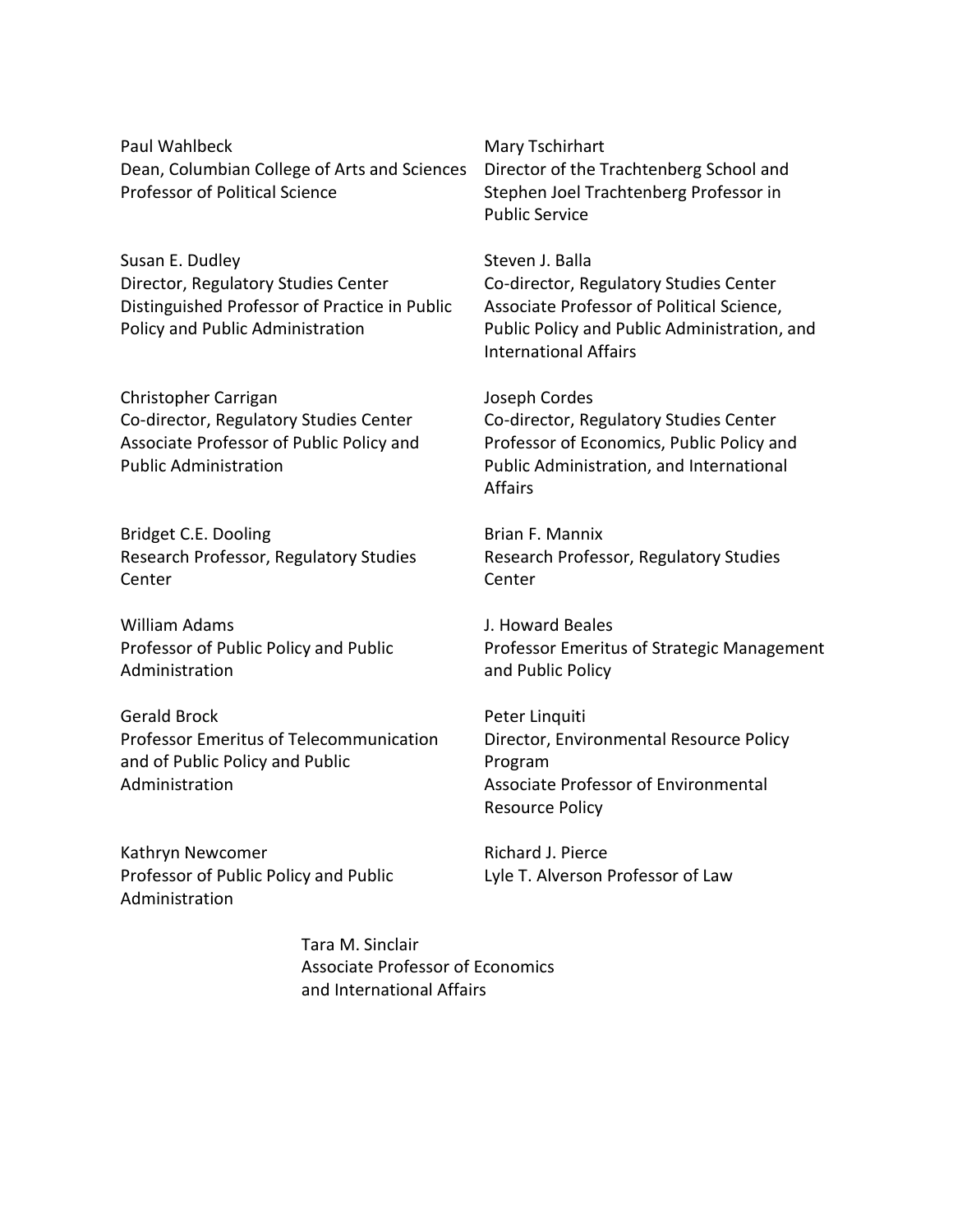Paul Wahlbeck
Dean, Columbian College of Arts and Sciences
Professor of Political Science

Mary Tschirhart
Director of the Trachtenberg School and Stephen Joel Trachtenberg Professor in Public Service

Susan E. Dudley
Director, Regulatory Studies Center
Distinguished Professor of Practice in Public Policy and Public Administration

Steven J. Balla
Co-director, Regulatory Studies Center
Associate Professor of Political Science, Public Policy and Public Administration, and International Affairs

Christopher Carrigan
Co-director, Regulatory Studies Center
Associate Professor of Public Policy and Public Administration

Joseph Cordes
Co-director, Regulatory Studies Center
Professor of Economics, Public Policy and Public Administration, and International Affairs

Bridget C.E. Dooling
Research Professor, Regulatory Studies Center

Brian F. Mannix
Research Professor, Regulatory Studies Center

William Adams
Professor of Public Policy and Public Administration

J. Howard Beales
Professor Emeritus of Strategic Management and Public Policy

Gerald Brock
Professor Emeritus of Telecommunication and of Public Policy and Public Administration

Peter Linquiti
Director, Environmental Resource Policy Program
Associate Professor of Environmental Resource Policy

Kathryn Newcomer
Professor of Public Policy and Public Administration

Richard J. Pierce
Lyle T. Alverson Professor of Law

Tara M. Sinclair
Associate Professor of Economics and International Affairs